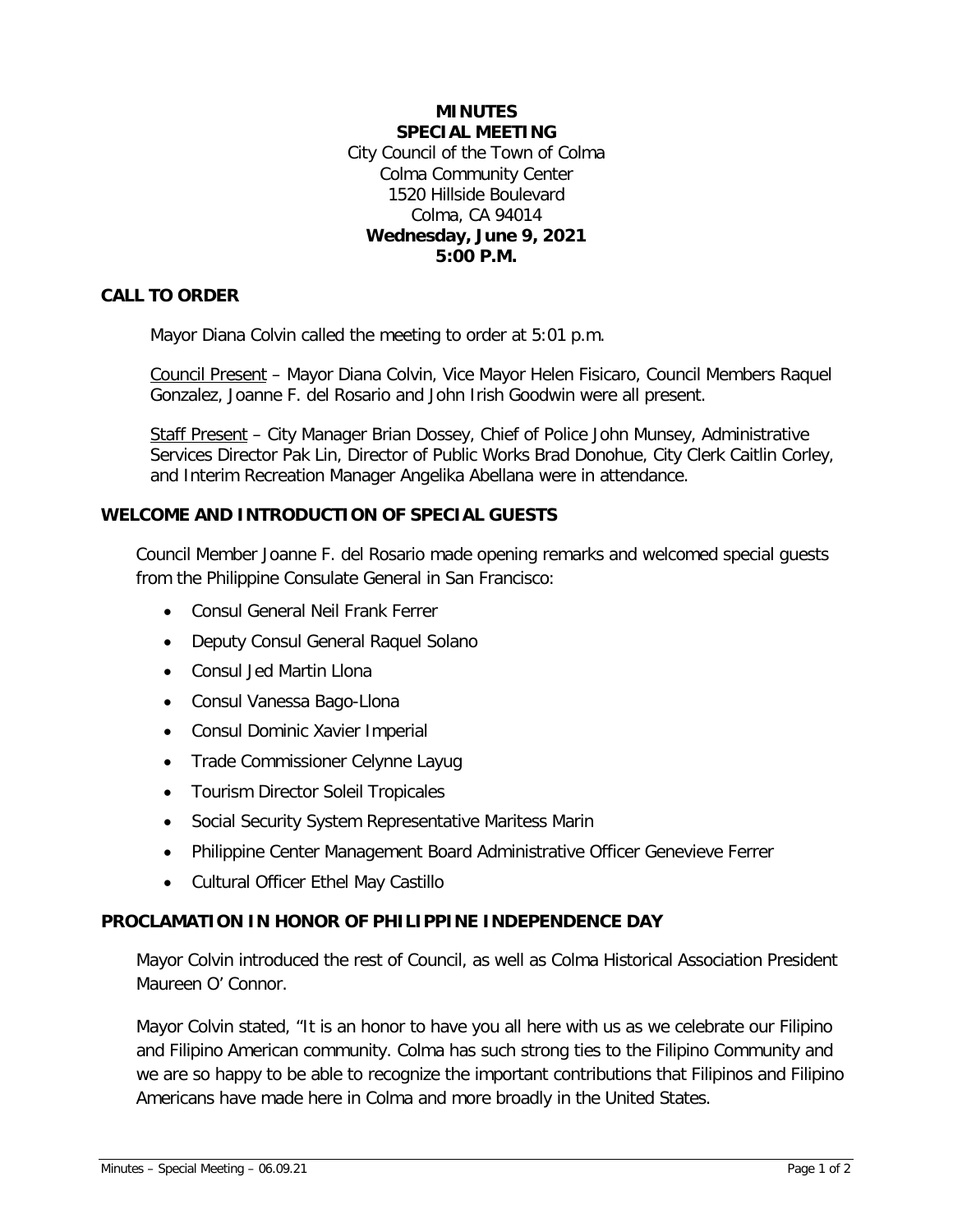**MINUTES**
**SPECIAL MEETING**
City Council of the Town of Colma
Colma Community Center
1520 Hillside Boulevard
Colma, CA 94014
**Wednesday, June 9, 2021**
**5:00 P.M.**

## CALL TO ORDER

Mayor Diana Colvin called the meeting to order at 5:01 p.m.

Council Present – Mayor Diana Colvin, Vice Mayor Helen Fisicaro, Council Members Raquel Gonzalez, Joanne F. del Rosario and John Irish Goodwin were all present.

Staff Present – City Manager Brian Dossey, Chief of Police John Munsey, Administrative Services Director Pak Lin, Director of Public Works Brad Donohue, City Clerk Caitlin Corley, and Interim Recreation Manager Angelika Abellana were in attendance.

## WELCOME AND INTRODUCTION OF SPECIAL GUESTS

Council Member Joanne F. del Rosario made opening remarks and welcomed special guests from the Philippine Consulate General in San Francisco:

- Consul General Neil Frank Ferrer
- Deputy Consul General Raquel Solano
- Consul Jed Martin Llona
- Consul Vanessa Bago-Llona
- Consul Dominic Xavier Imperial
- Trade Commissioner Celynne Layug
- Tourism Director Soleil Tropicales
- Social Security System Representative Maritess Marin
- Philippine Center Management Board Administrative Officer Genevieve Ferrer
- Cultural Officer Ethel May Castillo

## PROCLAMATION IN HONOR OF PHILIPPINE INDEPENDENCE DAY

Mayor Colvin introduced the rest of Council, as well as Colma Historical Association President Maureen O' Connor.

Mayor Colvin stated, "It is an honor to have you all here with us as we celebrate our Filipino and Filipino American community. Colma has such strong ties to the Filipino Community and we are so happy to be able to recognize the important contributions that Filipinos and Filipino Americans have made here in Colma and more broadly in the United States.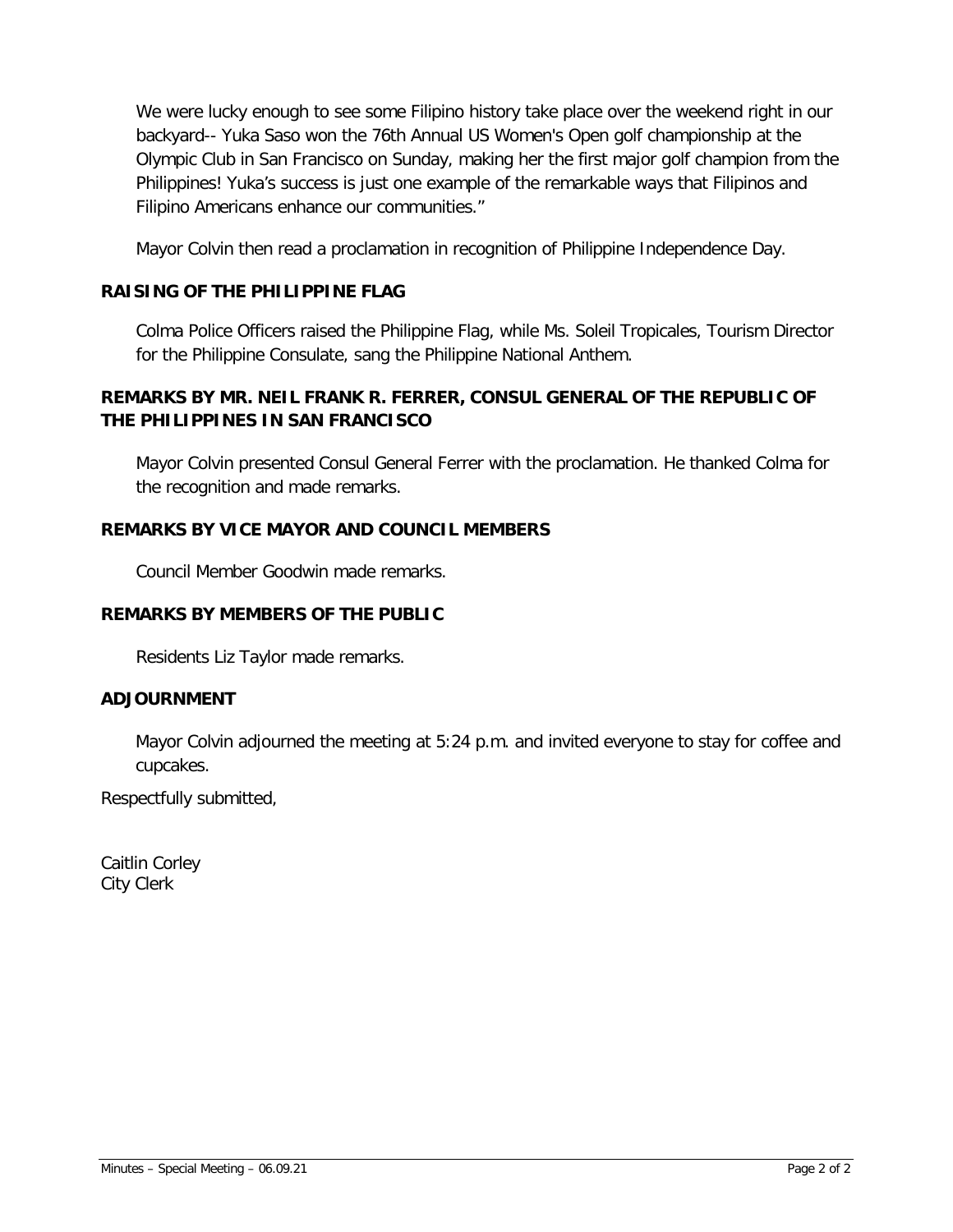We were lucky enough to see some Filipino history take place over the weekend right in our backyard-- Yuka Saso won the 76th Annual US Women's Open golf championship at the Olympic Club in San Francisco on Sunday, making her the first major golf champion from the Philippines! Yuka's success is just one example of the remarkable ways that Filipinos and Filipino Americans enhance our communities."

Mayor Colvin then read a proclamation in recognition of Philippine Independence Day.

**RAISING OF THE PHILIPPINE FLAG**

Colma Police Officers raised the Philippine Flag, while Ms. Soleil Tropicales, Tourism Director for the Philippine Consulate, sang the Philippine National Anthem.

**REMARKS BY MR. NEIL FRANK R. FERRER, CONSUL GENERAL OF THE REPUBLIC OF THE PHILIPPINES IN SAN FRANCISCO**

Mayor Colvin presented Consul General Ferrer with the proclamation. He thanked Colma for the recognition and made remarks.

**REMARKS BY VICE MAYOR AND COUNCIL MEMBERS**

Council Member Goodwin made remarks.

**REMARKS BY MEMBERS OF THE PUBLIC**

Residents Liz Taylor made remarks.

**ADJOURNMENT**

Mayor Colvin adjourned the meeting at 5:24 p.m. and invited everyone to stay for coffee and cupcakes.

Respectfully submitted,

Caitlin Corley
City Clerk